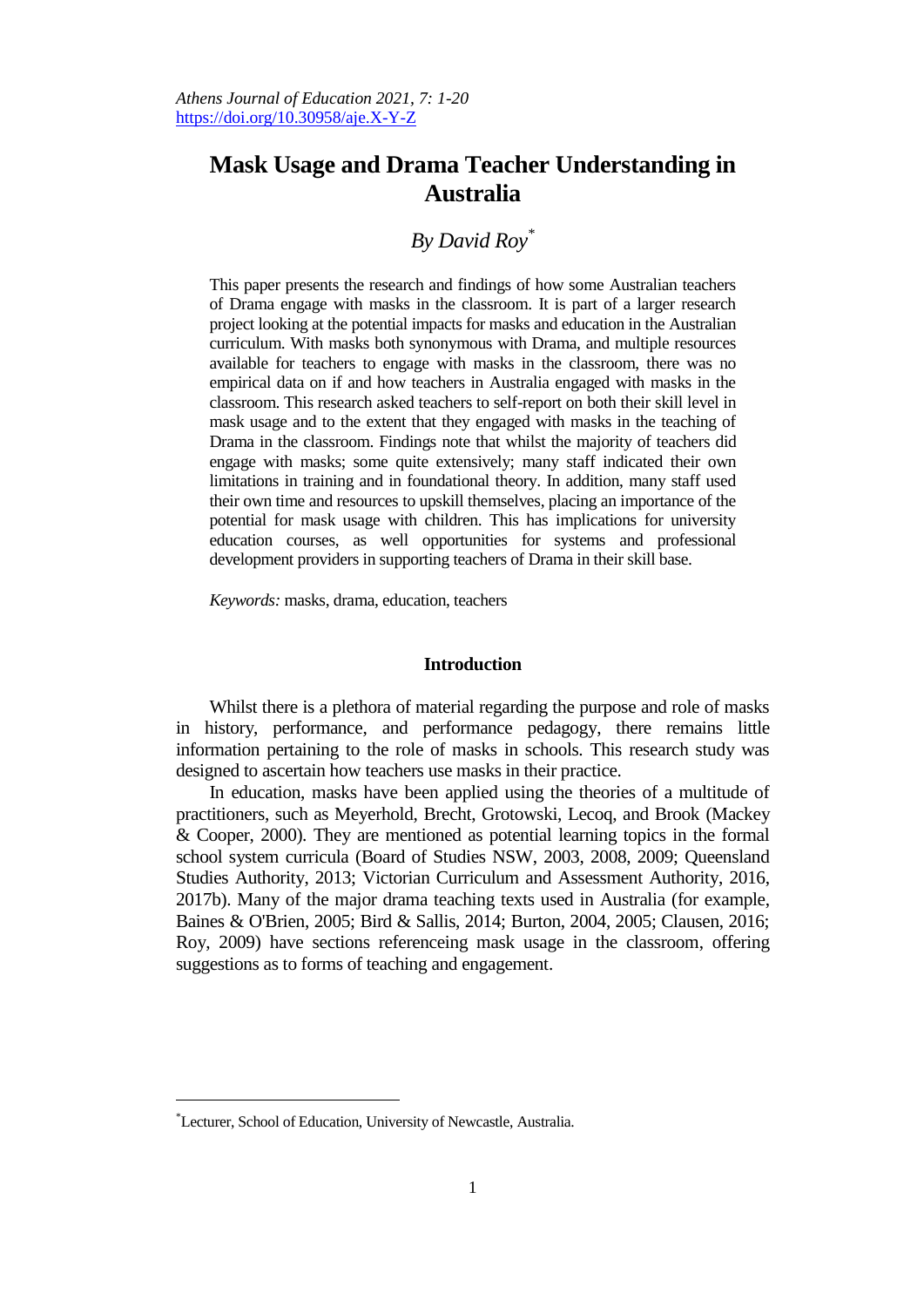# Mask Usage and Drama Teacher Understanding in Australia

*By David Roy*[*]

This paper presents the research and findings of how some Australian teachers of Drama engage with masks in the classroom. It is part of a larger research project looking at the potential impacts for masks and education in the Australian curriculum. With masks both synonymous with Drama, and multiple resources available for teachers to engage with masks in the classroom, there was no empirical data on if and how teachers in Australia engaged with masks in the classroom. This research asked teachers to self-report on both their skill level in mask usage and to the extent that they engaged with masks in the teaching of Drama in the classroom. Findings note that whilst the majority of teachers did engage with masks; some quite extensively; many staff indicated their own limitations in training and in foundational theory. In addition, many staff used their own time and resources to upskill themselves, placing an importance of the potential for mask usage with children. This has implications for university education courses, as well as opportunities for systems and professional development providers in supporting teachers of Drama in their skill base.

*Keywords:* masks, drama, education, teachers

## Introduction

Whilst there is a plethora of material regarding the purpose and role of masks in history, performance, and performance pedagogy, there remains little information pertaining to the role of masks in schools. This research study was designed to ascertain how teachers use masks in their practice.

In education, masks have been applied using the theories of a multitude of practitioners, such as Meyerhold, Brecht, Grotowski, Lecoq, and Brook (Mackey & Cooper, 2000). They are mentioned as potential learning topics in the formal school system curricula (Board of Studies NSW, 2003, 2008, 2009; Queensland Studies Authority, 2013; Victorian Curriculum and Assessment Authority, 2016, 2017b). Many of the major drama teaching texts used in Australia (for example, Baines & O'Brien, 2005; Bird & Sallis, 2014; Burton, 2004, 2005; Clausen, 2016; Roy, 2009) have sections referenceing mask usage in the classroom, offering suggestions as to forms of teaching and engagement.

---

[*] Lecturer, School of Education, University of Newcastle, Australia.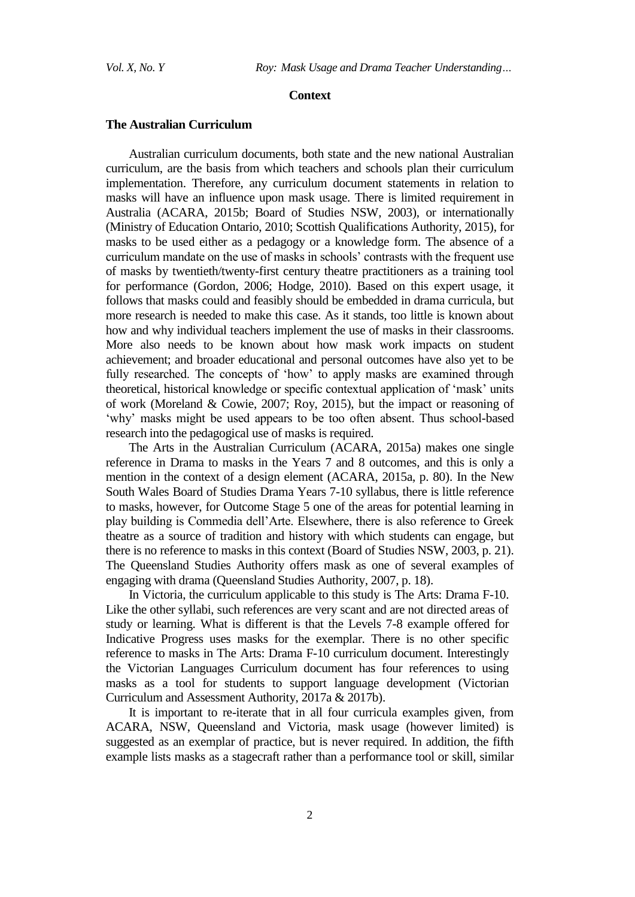## Context

### The Australian Curriculum

Australian curriculum documents, both state and the new national Australian curriculum, are the basis from which teachers and schools plan their curriculum implementation. Therefore, any curriculum document statements in relation to masks will have an influence upon mask usage. There is limited requirement in Australia (ACARA, 2015b; Board of Studies NSW, 2003), or internationally (Ministry of Education Ontario, 2010; Scottish Qualifications Authority, 2015), for masks to be used either as a pedagogy or a knowledge form. The absence of a curriculum mandate on the use of masks in schools' contrasts with the frequent use of masks by twentieth/twenty-first century theatre practitioners as a training tool for performance (Gordon, 2006; Hodge, 2010). Based on this expert usage, it follows that masks could and feasibly should be embedded in drama curricula, but more research is needed to make this case. As it stands, too little is known about how and why individual teachers implement the use of masks in their classrooms. More also needs to be known about how mask work impacts on student achievement; and broader educational and personal outcomes have also yet to be fully researched. The concepts of 'how' to apply masks are examined through theoretical, historical knowledge or specific contextual application of 'mask' units of work (Moreland & Cowie, 2007; Roy, 2015), but the impact or reasoning of 'why' masks might be used appears to be too often absent. Thus school-based research into the pedagogical use of masks is required.

The Arts in the Australian Curriculum (ACARA, 2015a) makes one single reference in Drama to masks in the Years 7 and 8 outcomes, and this is only a mention in the context of a design element (ACARA, 2015a, p. 80). In the New South Wales Board of Studies Drama Years 7-10 syllabus, there is little reference to masks, however, for Outcome Stage 5 one of the areas for potential learning in play building is Commedia dell'Arte. Elsewhere, there is also reference to Greek theatre as a source of tradition and history with which students can engage, but there is no reference to masks in this context (Board of Studies NSW, 2003, p. 21). The Queensland Studies Authority offers mask as one of several examples of engaging with drama (Queensland Studies Authority, 2007, p. 18).

In Victoria, the curriculum applicable to this study is The Arts: Drama F-10. Like the other syllabi, such references are very scant and are not directed areas of study or learning. What is different is that the Levels 7-8 example offered for Indicative Progress uses masks for the exemplar. There is no other specific reference to masks in The Arts: Drama F-10 curriculum document. Interestingly the Victorian Languages Curriculum document has four references to using masks as a tool for students to support language development (Victorian Curriculum and Assessment Authority, 2017a & 2017b).

It is important to re-iterate that in all four curricula examples given, from ACARA, NSW, Queensland and Victoria, mask usage (however limited) is suggested as an exemplar of practice, but is never required. In addition, the fifth example lists masks as a stagecraft rather than a performance tool or skill, similar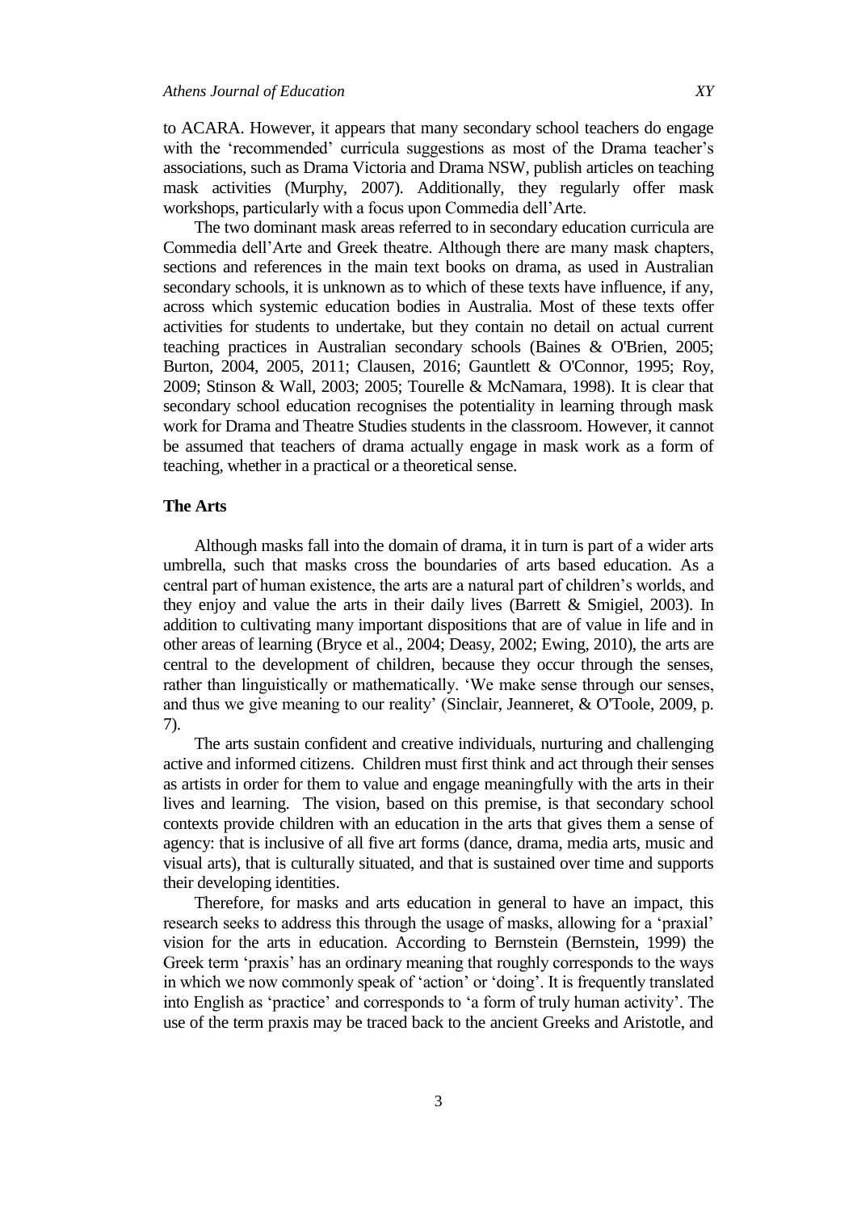to ACARA. However, it appears that many secondary school teachers do engage with the 'recommended' curricula suggestions as most of the Drama teacher's associations, such as Drama Victoria and Drama NSW, publish articles on teaching mask activities (Murphy, 2007). Additionally, they regularly offer mask workshops, particularly with a focus upon Commedia dell'Arte.

The two dominant mask areas referred to in secondary education curricula are Commedia dell'Arte and Greek theatre. Although there are many mask chapters, sections and references in the main text books on drama, as used in Australian secondary schools, it is unknown as to which of these texts have influence, if any, across which systemic education bodies in Australia. Most of these texts offer activities for students to undertake, but they contain no detail on actual current teaching practices in Australian secondary schools (Baines & O'Brien, 2005; Burton, 2004, 2005, 2011; Clausen, 2016; Gauntlett & O'Connor, 1995; Roy, 2009; Stinson & Wall, 2003; 2005; Tourelle & McNamara, 1998). It is clear that secondary school education recognises the potentiality in learning through mask work for Drama and Theatre Studies students in the classroom. However, it cannot be assumed that teachers of drama actually engage in mask work as a form of teaching, whether in a practical or a theoretical sense.

## The Arts

Although masks fall into the domain of drama, it in turn is part of a wider arts umbrella, such that masks cross the boundaries of arts based education. As a central part of human existence, the arts are a natural part of children's worlds, and they enjoy and value the arts in their daily lives (Barrett & Smigiel, 2003). In addition to cultivating many important dispositions that are of value in life and in other areas of learning (Bryce et al., 2004; Deasy, 2002; Ewing, 2010), the arts are central to the development of children, because they occur through the senses, rather than linguistically or mathematically. 'We make sense through our senses, and thus we give meaning to our reality' (Sinclair, Jeanneret, & O'Toole, 2009, p. 7).

The arts sustain confident and creative individuals, nurturing and challenging active and informed citizens. Children must first think and act through their senses as artists in order for them to value and engage meaningfully with the arts in their lives and learning. The vision, based on this premise, is that secondary school contexts provide children with an education in the arts that gives them a sense of agency: that is inclusive of all five art forms (dance, drama, media arts, music and visual arts), that is culturally situated, and that is sustained over time and supports their developing identities.

Therefore, for masks and arts education in general to have an impact, this research seeks to address this through the usage of masks, allowing for a 'praxial' vision for the arts in education. According to Bernstein (Bernstein, 1999) the Greek term 'praxis' has an ordinary meaning that roughly corresponds to the ways in which we now commonly speak of 'action' or 'doing'. It is frequently translated into English as 'practice' and corresponds to 'a form of truly human activity'. The use of the term praxis may be traced back to the ancient Greeks and Aristotle, and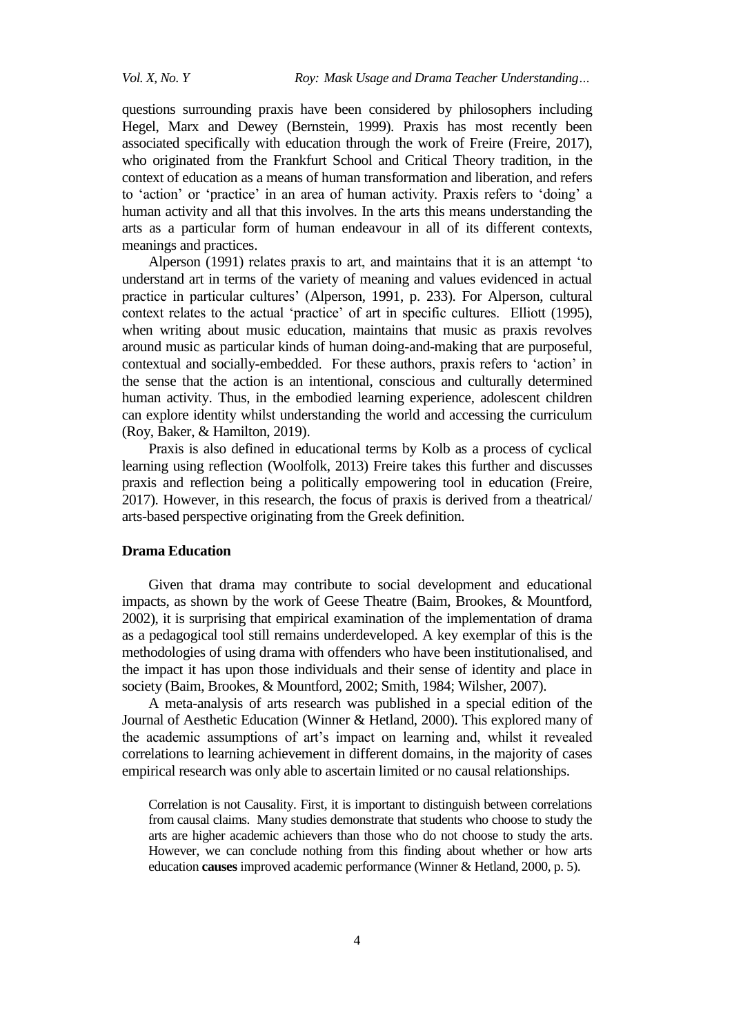questions surrounding praxis have been considered by philosophers including Hegel, Marx and Dewey (Bernstein, 1999). Praxis has most recently been associated specifically with education through the work of Freire (Freire, 2017), who originated from the Frankfurt School and Critical Theory tradition, in the context of education as a means of human transformation and liberation, and refers to 'action' or 'practice' in an area of human activity. Praxis refers to 'doing' a human activity and all that this involves. In the arts this means understanding the arts as a particular form of human endeavour in all of its different contexts, meanings and practices.

Alperson (1991) relates praxis to art, and maintains that it is an attempt 'to understand art in terms of the variety of meaning and values evidenced in actual practice in particular cultures' (Alperson, 1991, p. 233). For Alperson, cultural context relates to the actual 'practice' of art in specific cultures. Elliott (1995), when writing about music education, maintains that music as praxis revolves around music as particular kinds of human doing-and-making that are purposeful, contextual and socially-embedded. For these authors, praxis refers to 'action' in the sense that the action is an intentional, conscious and culturally determined human activity. Thus, in the embodied learning experience, adolescent children can explore identity whilst understanding the world and accessing the curriculum (Roy, Baker, & Hamilton, 2019).

Praxis is also defined in educational terms by Kolb as a process of cyclical learning using reflection (Woolfolk, 2013) Freire takes this further and discusses praxis and reflection being a politically empowering tool in education (Freire, 2017). However, in this research, the focus of praxis is derived from a theatrical/ arts-based perspective originating from the Greek definition.

## Drama Education

Given that drama may contribute to social development and educational impacts, as shown by the work of Geese Theatre (Baim, Brookes, & Mountford, 2002), it is surprising that empirical examination of the implementation of drama as a pedagogical tool still remains underdeveloped. A key exemplar of this is the methodologies of using drama with offenders who have been institutionalised, and the impact it has upon those individuals and their sense of identity and place in society (Baim, Brookes, & Mountford, 2002; Smith, 1984; Wilsher, 2007).

A meta-analysis of arts research was published in a special edition of the Journal of Aesthetic Education (Winner & Hetland, 2000). This explored many of the academic assumptions of art's impact on learning and, whilst it revealed correlations to learning achievement in different domains, in the majority of cases empirical research was only able to ascertain limited or no causal relationships.

> Correlation is not Causality. First, it is important to distinguish between correlations from causal claims. Many studies demonstrate that students who choose to study the arts are higher academic achievers than those who do not choose to study the arts. However, we can conclude nothing from this finding about whether or how arts education **causes** improved academic performance (Winner & Hetland, 2000, p. 5).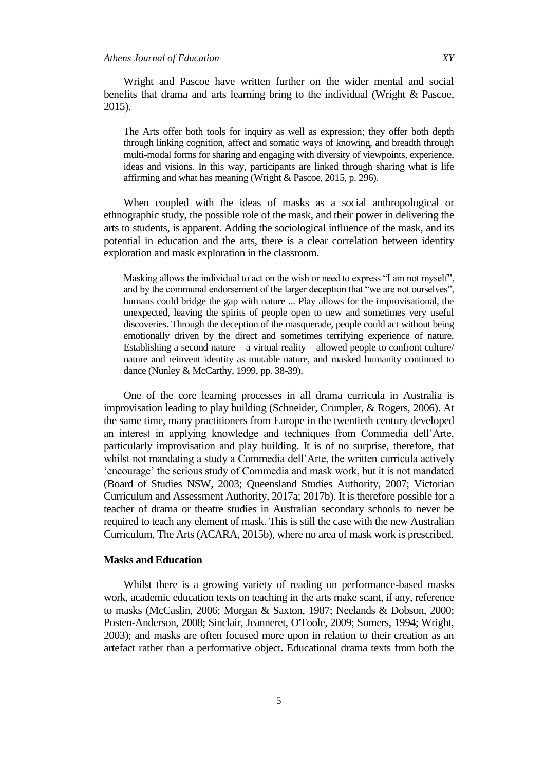Wright and Pascoe have written further on the wider mental and social benefits that drama and arts learning bring to the individual (Wright & Pascoe, 2015).

> The Arts offer both tools for inquiry as well as expression; they offer both depth through linking cognition, affect and somatic ways of knowing, and breadth through multi-modal forms for sharing and engaging with diversity of viewpoints, experience, ideas and visions. In this way, participants are linked through sharing what is life affirming and what has meaning (Wright & Pascoe, 2015, p. 296).

When coupled with the ideas of masks as a social anthropological or ethnographic study, the possible role of the mask, and their power in delivering the arts to students, is apparent. Adding the sociological influence of the mask, and its potential in education and the arts, there is a clear correlation between identity exploration and mask exploration in the classroom.

> Masking allows the individual to act on the wish or need to express "I am not myself", and by the communal endorsement of the larger deception that "we are not ourselves", humans could bridge the gap with nature ... Play allows for the improvisational, the unexpected, leaving the spirits of people open to new and sometimes very useful discoveries. Through the deception of the masquerade, people could act without being emotionally driven by the direct and sometimes terrifying experience of nature. Establishing a second nature – a virtual reality – allowed people to confront culture/ nature and reinvent identity as mutable nature, and masked humanity continued to dance (Nunley & McCarthy, 1999, pp. 38-39).

One of the core learning processes in all drama curricula in Australia is improvisation leading to play building (Schneider, Crumpler, & Rogers, 2006). At the same time, many practitioners from Europe in the twentieth century developed an interest in applying knowledge and techniques from Commedia dell'Arte, particularly improvisation and play building. It is of no surprise, therefore, that whilst not mandating a study a Commedia dell'Arte, the written curricula actively 'encourage' the serious study of Commedia and mask work, but it is not mandated (Board of Studies NSW, 2003; Queensland Studies Authority, 2007; Victorian Curriculum and Assessment Authority, 2017a; 2017b). It is therefore possible for a teacher of drama or theatre studies in Australian secondary schools to never be required to teach any element of mask. This is still the case with the new Australian Curriculum, The Arts (ACARA, 2015b), where no area of mask work is prescribed.

### Masks and Education

Whilst there is a growing variety of reading on performance-based masks work, academic education texts on teaching in the arts make scant, if any, reference to masks (McCaslin, 2006; Morgan & Saxton, 1987; Neelands & Dobson, 2000; Posten-Anderson, 2008; Sinclair, Jeanneret, O'Toole, 2009; Somers, 1994; Wright, 2003); and masks are often focused more upon in relation to their creation as an artefact rather than a performative object. Educational drama texts from both the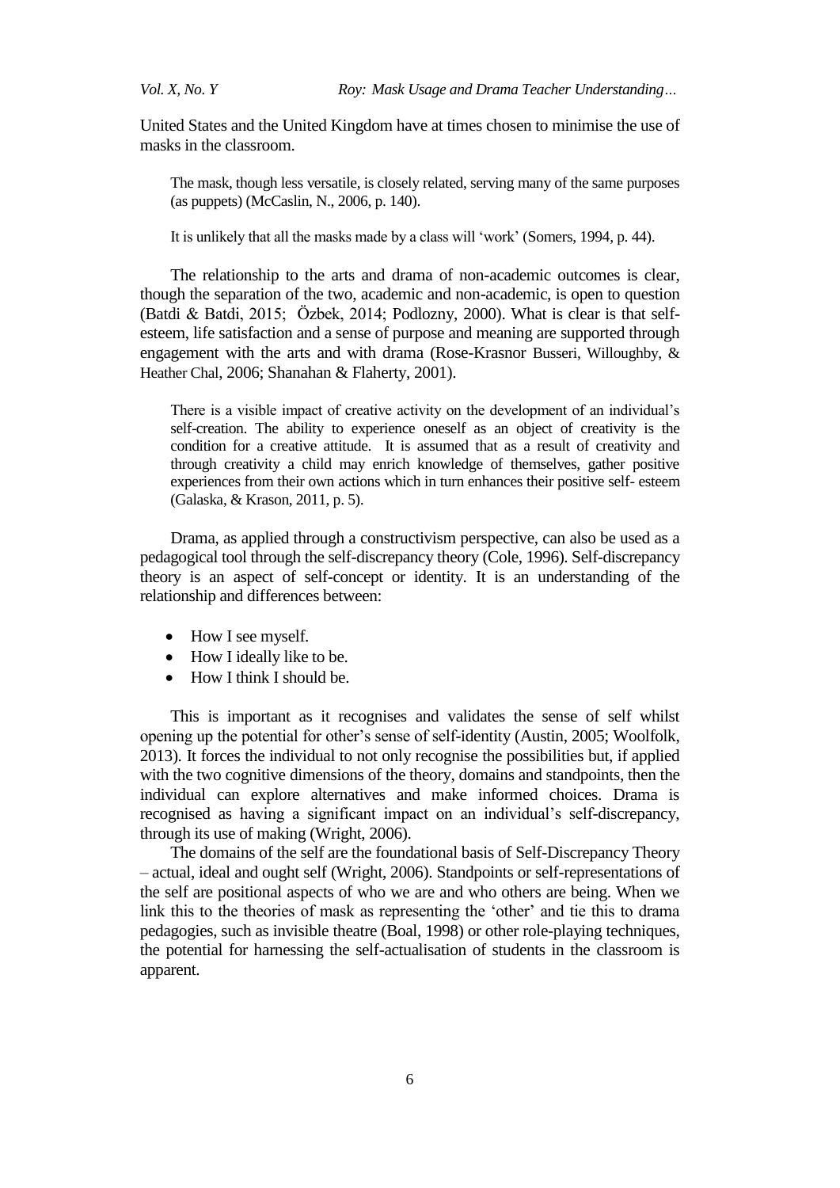United States and the United Kingdom have at times chosen to minimise the use of masks in the classroom.

> The mask, though less versatile, is closely related, serving many of the same purposes (as puppets) (McCaslin, N., 2006, p. 140).

> It is unlikely that all the masks made by a class will 'work' (Somers, 1994, p. 44).

The relationship to the arts and drama of non-academic outcomes is clear, though the separation of the two, academic and non-academic, is open to question (Batdi & Batdi, 2015; Özbek, 2014; Podlozny, 2000). What is clear is that self-esteem, life satisfaction and a sense of purpose and meaning are supported through engagement with the arts and with drama (Rose-Krasnor Busseri, Willoughby, & Heather Chal, 2006; Shanahan & Flaherty, 2001).

> There is a visible impact of creative activity on the development of an individual's self-creation. The ability to experience oneself as an object of creativity is the condition for a creative attitude. It is assumed that as a result of creativity and through creativity a child may enrich knowledge of themselves, gather positive experiences from their own actions which in turn enhances their positive self- esteem (Galaska, & Krason, 2011, p. 5).

Drama, as applied through a constructivism perspective, can also be used as a pedagogical tool through the self-discrepancy theory (Cole, 1996). Self-discrepancy theory is an aspect of self-concept or identity. It is an understanding of the relationship and differences between:

- How I see myself.
- How I ideally like to be.
- How I think I should be.

This is important as it recognises and validates the sense of self whilst opening up the potential for other's sense of self-identity (Austin, 2005; Woolfolk, 2013). It forces the individual to not only recognise the possibilities but, if applied with the two cognitive dimensions of the theory, domains and standpoints, then the individual can explore alternatives and make informed choices. Drama is recognised as having a significant impact on an individual's self-discrepancy, through its use of making (Wright, 2006).

The domains of the self are the foundational basis of Self-Discrepancy Theory – actual, ideal and ought self (Wright, 2006). Standpoints or self-representations of the self are positional aspects of who we are and who others are being. When we link this to the theories of mask as representing the 'other' and tie this to drama pedagogies, such as invisible theatre (Boal, 1998) or other role-playing techniques, the potential for harnessing the self-actualisation of students in the classroom is apparent.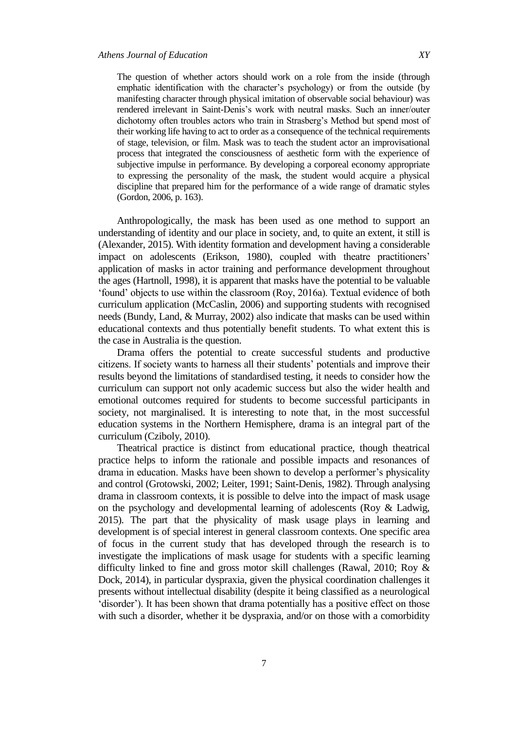> The question of whether actors should work on a role from the inside (through emphatic identification with the character's psychology) or from the outside (by manifesting character through physical imitation of observable social behaviour) was rendered irrelevant in Saint-Denis's work with neutral masks. Such an inner/outer dichotomy often troubles actors who train in Strasberg's Method but spend most of their working life having to act to order as a consequence of the technical requirements of stage, television, or film. Mask was to teach the student actor an improvisational process that integrated the consciousness of aesthetic form with the experience of subjective impulse in performance. By developing a corporeal economy appropriate to expressing the personality of the mask, the student would acquire a physical discipline that prepared him for the performance of a wide range of dramatic styles (Gordon, 2006, p. 163).

Anthropologically, the mask has been used as one method to support an understanding of identity and our place in society, and, to quite an extent, it still is (Alexander, 2015). With identity formation and development having a considerable impact on adolescents (Erikson, 1980), coupled with theatre practitioners' application of masks in actor training and performance development throughout the ages (Hartnoll, 1998), it is apparent that masks have the potential to be valuable 'found' objects to use within the classroom (Roy, 2016a). Textual evidence of both curriculum application (McCaslin, 2006) and supporting students with recognised needs (Bundy, Land, & Murray, 2002) also indicate that masks can be used within educational contexts and thus potentially benefit students. To what extent this is the case in Australia is the question.

Drama offers the potential to create successful students and productive citizens. If society wants to harness all their students' potentials and improve their results beyond the limitations of standardised testing, it needs to consider how the curriculum can support not only academic success but also the wider health and emotional outcomes required for students to become successful participants in society, not marginalised. It is interesting to note that, in the most successful education systems in the Northern Hemisphere, drama is an integral part of the curriculum (Cziboly, 2010).

Theatrical practice is distinct from educational practice, though theatrical practice helps to inform the rationale and possible impacts and resonances of drama in education. Masks have been shown to develop a performer's physicality and control (Grotowski, 2002; Leiter, 1991; Saint-Denis, 1982). Through analysing drama in classroom contexts, it is possible to delve into the impact of mask usage on the psychology and developmental learning of adolescents (Roy & Ladwig, 2015). The part that the physicality of mask usage plays in learning and development is of special interest in general classroom contexts. One specific area of focus in the current study that has developed through the research is to investigate the implications of mask usage for students with a specific learning difficulty linked to fine and gross motor skill challenges (Rawal, 2010; Roy & Dock, 2014), in particular dyspraxia, given the physical coordination challenges it presents without intellectual disability (despite it being classified as a neurological 'disorder'). It has been shown that drama potentially has a positive effect on those with such a disorder, whether it be dyspraxia, and/or on those with a comorbidity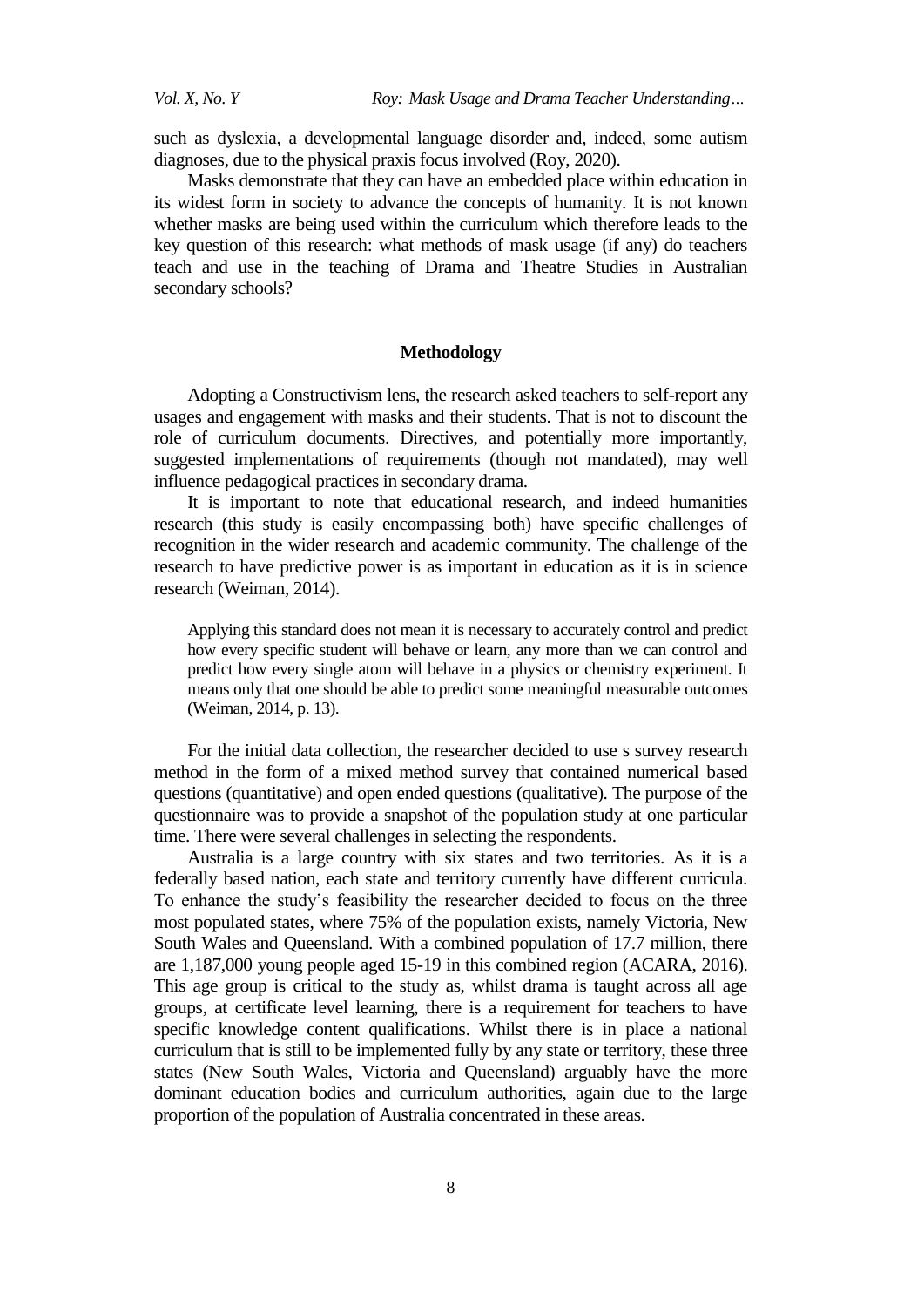such as dyslexia, a developmental language disorder and, indeed, some autism diagnoses, due to the physical praxis focus involved (Roy, 2020).

Masks demonstrate that they can have an embedded place within education in its widest form in society to advance the concepts of humanity. It is not known whether masks are being used within the curriculum which therefore leads to the key question of this research: what methods of mask usage (if any) do teachers teach and use in the teaching of Drama and Theatre Studies in Australian secondary schools?

## Methodology

Adopting a Constructivism lens, the research asked teachers to self-report any usages and engagement with masks and their students. That is not to discount the role of curriculum documents. Directives, and potentially more importantly, suggested implementations of requirements (though not mandated), may well influence pedagogical practices in secondary drama.

It is important to note that educational research, and indeed humanities research (this study is easily encompassing both) have specific challenges of recognition in the wider research and academic community. The challenge of the research to have predictive power is as important in education as it is in science research (Weiman, 2014).

> Applying this standard does not mean it is necessary to accurately control and predict how every specific student will behave or learn, any more than we can control and predict how every single atom will behave in a physics or chemistry experiment. It means only that one should be able to predict some meaningful measurable outcomes (Weiman, 2014, p. 13).

For the initial data collection, the researcher decided to use s survey research method in the form of a mixed method survey that contained numerical based questions (quantitative) and open ended questions (qualitative). The purpose of the questionnaire was to provide a snapshot of the population study at one particular time. There were several challenges in selecting the respondents.

Australia is a large country with six states and two territories. As it is a federally based nation, each state and territory currently have different curricula. To enhance the study's feasibility the researcher decided to focus on the three most populated states, where 75% of the population exists, namely Victoria, New South Wales and Queensland. With a combined population of 17.7 million, there are 1,187,000 young people aged 15-19 in this combined region (ACARA, 2016). This age group is critical to the study as, whilst drama is taught across all age groups, at certificate level learning, there is a requirement for teachers to have specific knowledge content qualifications. Whilst there is in place a national curriculum that is still to be implemented fully by any state or territory, these three states (New South Wales, Victoria and Queensland) arguably have the more dominant education bodies and curriculum authorities, again due to the large proportion of the population of Australia concentrated in these areas.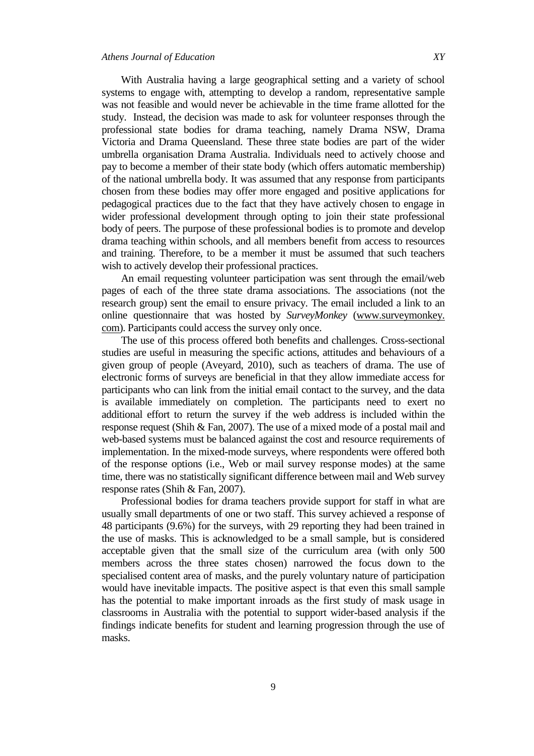With Australia having a large geographical setting and a variety of school systems to engage with, attempting to develop a random, representative sample was not feasible and would never be achievable in the time frame allotted for the study. Instead, the decision was made to ask for volunteer responses through the professional state bodies for drama teaching, namely Drama NSW, Drama Victoria and Drama Queensland. These three state bodies are part of the wider umbrella organisation Drama Australia. Individuals need to actively choose and pay to become a member of their state body (which offers automatic membership) of the national umbrella body. It was assumed that any response from participants chosen from these bodies may offer more engaged and positive applications for pedagogical practices due to the fact that they have actively chosen to engage in wider professional development through opting to join their state professional body of peers. The purpose of these professional bodies is to promote and develop drama teaching within schools, and all members benefit from access to resources and training. Therefore, to be a member it must be assumed that such teachers wish to actively develop their professional practices.

An email requesting volunteer participation was sent through the email/web pages of each of the three state drama associations. The associations (not the research group) sent the email to ensure privacy. The email included a link to an online questionnaire that was hosted by *SurveyMonkey* (www.surveymonkey.com). Participants could access the survey only once.

The use of this process offered both benefits and challenges. Cross-sectional studies are useful in measuring the specific actions, attitudes and behaviours of a given group of people (Aveyard, 2010), such as teachers of drama. The use of electronic forms of surveys are beneficial in that they allow immediate access for participants who can link from the initial email contact to the survey, and the data is available immediately on completion. The participants need to exert no additional effort to return the survey if the web address is included within the response request (Shih & Fan, 2007). The use of a mixed mode of a postal mail and web-based systems must be balanced against the cost and resource requirements of implementation. In the mixed-mode surveys, where respondents were offered both of the response options (i.e., Web or mail survey response modes) at the same time, there was no statistically significant difference between mail and Web survey response rates (Shih & Fan, 2007).

Professional bodies for drama teachers provide support for staff in what are usually small departments of one or two staff. This survey achieved a response of 48 participants (9.6%) for the surveys, with 29 reporting they had been trained in the use of masks. This is acknowledged to be a small sample, but is considered acceptable given that the small size of the curriculum area (with only 500 members across the three states chosen) narrowed the focus down to the specialised content area of masks, and the purely voluntary nature of participation would have inevitable impacts. The positive aspect is that even this small sample has the potential to make important inroads as the first study of mask usage in classrooms in Australia with the potential to support wider-based analysis if the findings indicate benefits for student and learning progression through the use of masks.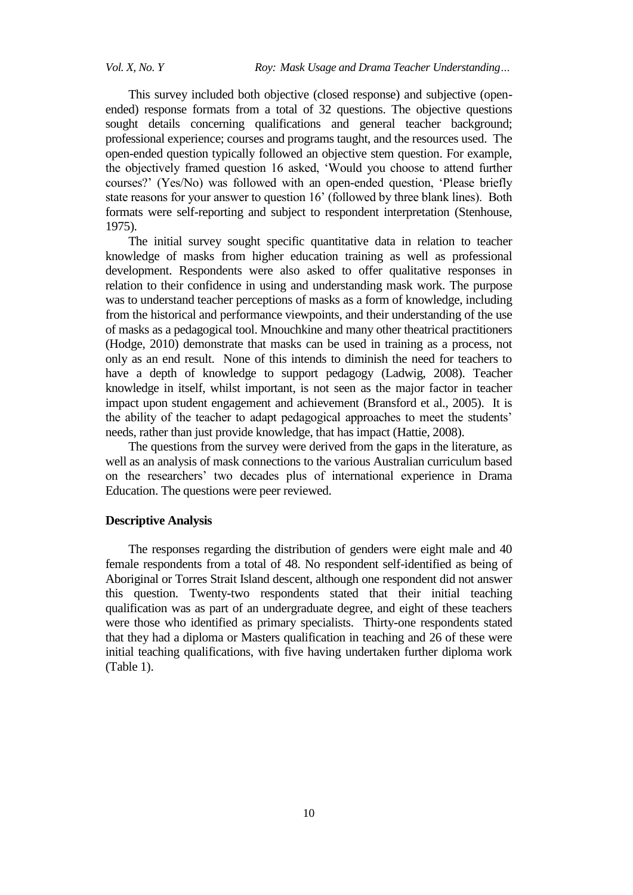This survey included both objective (closed response) and subjective (open-ended) response formats from a total of 32 questions. The objective questions sought details concerning qualifications and general teacher background; professional experience; courses and programs taught, and the resources used. The open-ended question typically followed an objective stem question. For example, the objectively framed question 16 asked, 'Would you choose to attend further courses?' (Yes/No) was followed with an open-ended question, 'Please briefly state reasons for your answer to question 16' (followed by three blank lines). Both formats were self-reporting and subject to respondent interpretation (Stenhouse, 1975).

The initial survey sought specific quantitative data in relation to teacher knowledge of masks from higher education training as well as professional development. Respondents were also asked to offer qualitative responses in relation to their confidence in using and understanding mask work. The purpose was to understand teacher perceptions of masks as a form of knowledge, including from the historical and performance viewpoints, and their understanding of the use of masks as a pedagogical tool. Mnouchkine and many other theatrical practitioners (Hodge, 2010) demonstrate that masks can be used in training as a process, not only as an end result. None of this intends to diminish the need for teachers to have a depth of knowledge to support pedagogy (Ladwig, 2008). Teacher knowledge in itself, whilst important, is not seen as the major factor in teacher impact upon student engagement and achievement (Bransford et al., 2005). It is the ability of the teacher to adapt pedagogical approaches to meet the students' needs, rather than just provide knowledge, that has impact (Hattie, 2008).

The questions from the survey were derived from the gaps in the literature, as well as an analysis of mask connections to the various Australian curriculum based on the researchers' two decades plus of international experience in Drama Education. The questions were peer reviewed.

### Descriptive Analysis

The responses regarding the distribution of genders were eight male and 40 female respondents from a total of 48. No respondent self-identified as being of Aboriginal or Torres Strait Island descent, although one respondent did not answer this question. Twenty-two respondents stated that their initial teaching qualification was as part of an undergraduate degree, and eight of these teachers were those who identified as primary specialists. Thirty-one respondents stated that they had a diploma or Masters qualification in teaching and 26 of these were initial teaching qualifications, with five having undertaken further diploma work (Table 1).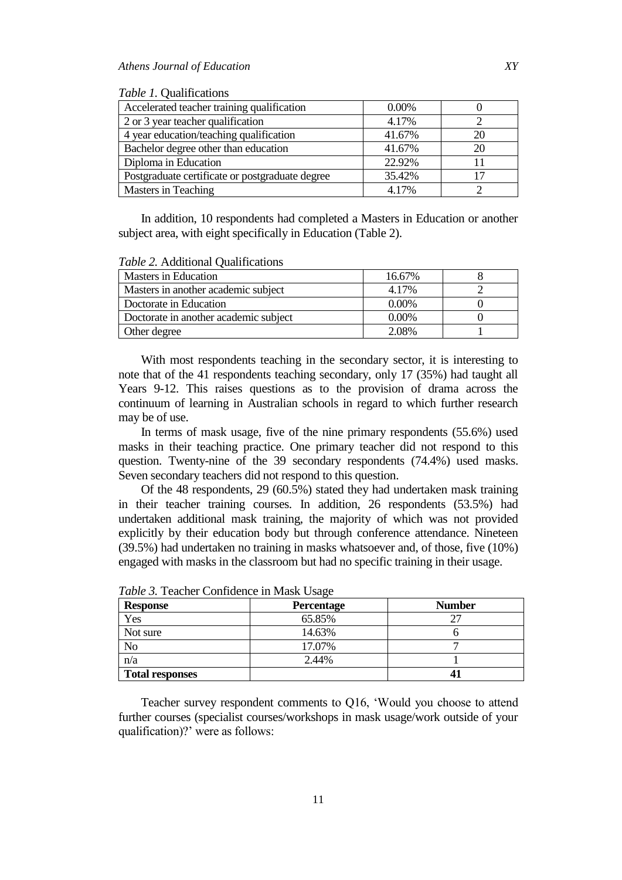*Table 1.* Qualifications

| Accelerated teacher training qualification | 0.00% | 0 |
|---|---|---|
| 2 or 3 year teacher qualification | 4.17% | 2 |
| 4 year education/teaching qualification | 41.67% | 20 |
| Bachelor degree other than education | 41.67% | 20 |
| Diploma in Education | 22.92% | 11 |
| Postgraduate certificate or postgraduate degree | 35.42% | 17 |
| Masters in Teaching | 4.17% | 2 |

In addition, 10 respondents had completed a Masters in Education or another subject area, with eight specifically in Education (Table 2).

*Table 2.* Additional Qualifications

| Masters in Education | 16.67% | 8 |
|---|---|---|
| Masters in another academic subject | 4.17% | 2 |
| Doctorate in Education | 0.00% | 0 |
| Doctorate in another academic subject | 0.00% | 0 |
| Other degree | 2.08% | 1 |

With most respondents teaching in the secondary sector, it is interesting to note that of the 41 respondents teaching secondary, only 17 (35%) had taught all Years 9-12. This raises questions as to the provision of drama across the continuum of learning in Australian schools in regard to which further research may be of use.

In terms of mask usage, five of the nine primary respondents (55.6%) used masks in their teaching practice. One primary teacher did not respond to this question. Twenty-nine of the 39 secondary respondents (74.4%) used masks. Seven secondary teachers did not respond to this question.

Of the 48 respondents, 29 (60.5%) stated they had undertaken mask training in their teacher training courses. In addition, 26 respondents (53.5%) had undertaken additional mask training, the majority of which was not provided explicitly by their education body but through conference attendance. Nineteen (39.5%) had undertaken no training in masks whatsoever and, of those, five (10%) engaged with masks in the classroom but had no specific training in their usage.

*Table 3.* Teacher Confidence in Mask Usage

| **Response** | **Percentage** | **Number** |
|---|---|---|
| Yes | 65.85% | 27 |
| Not sure | 14.63% | 6 |
| No | 17.07% | 7 |
| n/a | 2.44% | 1 |
| **Total responses** | | **41** |

Teacher survey respondent comments to Q16, 'Would you choose to attend further courses (specialist courses/workshops in mask usage/work outside of your qualification)?' were as follows: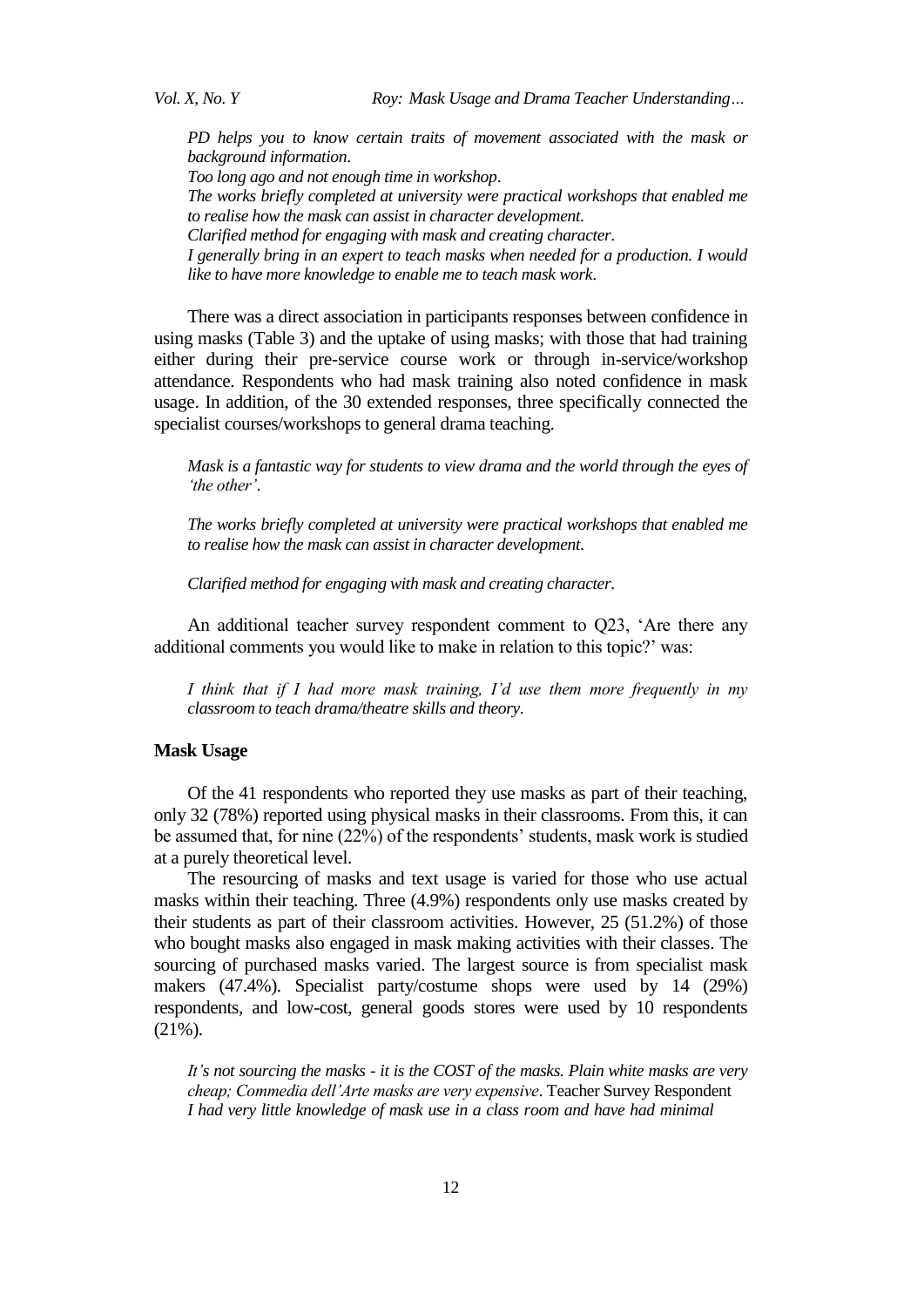*PD helps you to know certain traits of movement associated with the mask or background information.*
*Too long ago and not enough time in workshop.*
*The works briefly completed at university were practical workshops that enabled me to realise how the mask can assist in character development.*
*Clarified method for engaging with mask and creating character.*
*I generally bring in an expert to teach masks when needed for a production. I would like to have more knowledge to enable me to teach mask work.*

There was a direct association in participants responses between confidence in using masks (Table 3) and the uptake of using masks; with those that had training either during their pre-service course work or through in-service/workshop attendance. Respondents who had mask training also noted confidence in mask usage. In addition, of the 30 extended responses, three specifically connected the specialist courses/workshops to general drama teaching.

*Mask is a fantastic way for students to view drama and the world through the eyes of 'the other'.*

*The works briefly completed at university were practical workshops that enabled me to realise how the mask can assist in character development.*

*Clarified method for engaging with mask and creating character.*

An additional teacher survey respondent comment to Q23, 'Are there any additional comments you would like to make in relation to this topic?' was:

*I think that if I had more mask training, I'd use them more frequently in my classroom to teach drama/theatre skills and theory.*

### Mask Usage

Of the 41 respondents who reported they use masks as part of their teaching, only 32 (78%) reported using physical masks in their classrooms. From this, it can be assumed that, for nine (22%) of the respondents' students, mask work is studied at a purely theoretical level.

The resourcing of masks and text usage is varied for those who use actual masks within their teaching. Three (4.9%) respondents only use masks created by their students as part of their classroom activities. However, 25 (51.2%) of those who bought masks also engaged in mask making activities with their classes. The sourcing of purchased masks varied. The largest source is from specialist mask makers (47.4%). Specialist party/costume shops were used by 14 (29%) respondents, and low-cost, general goods stores were used by 10 respondents (21%).

*It's not sourcing the masks - it is the COST of the masks. Plain white masks are very cheap; Commedia dell'Arte masks are very expensive.* Teacher Survey Respondent
*I had very little knowledge of mask use in a class room and have had minimal*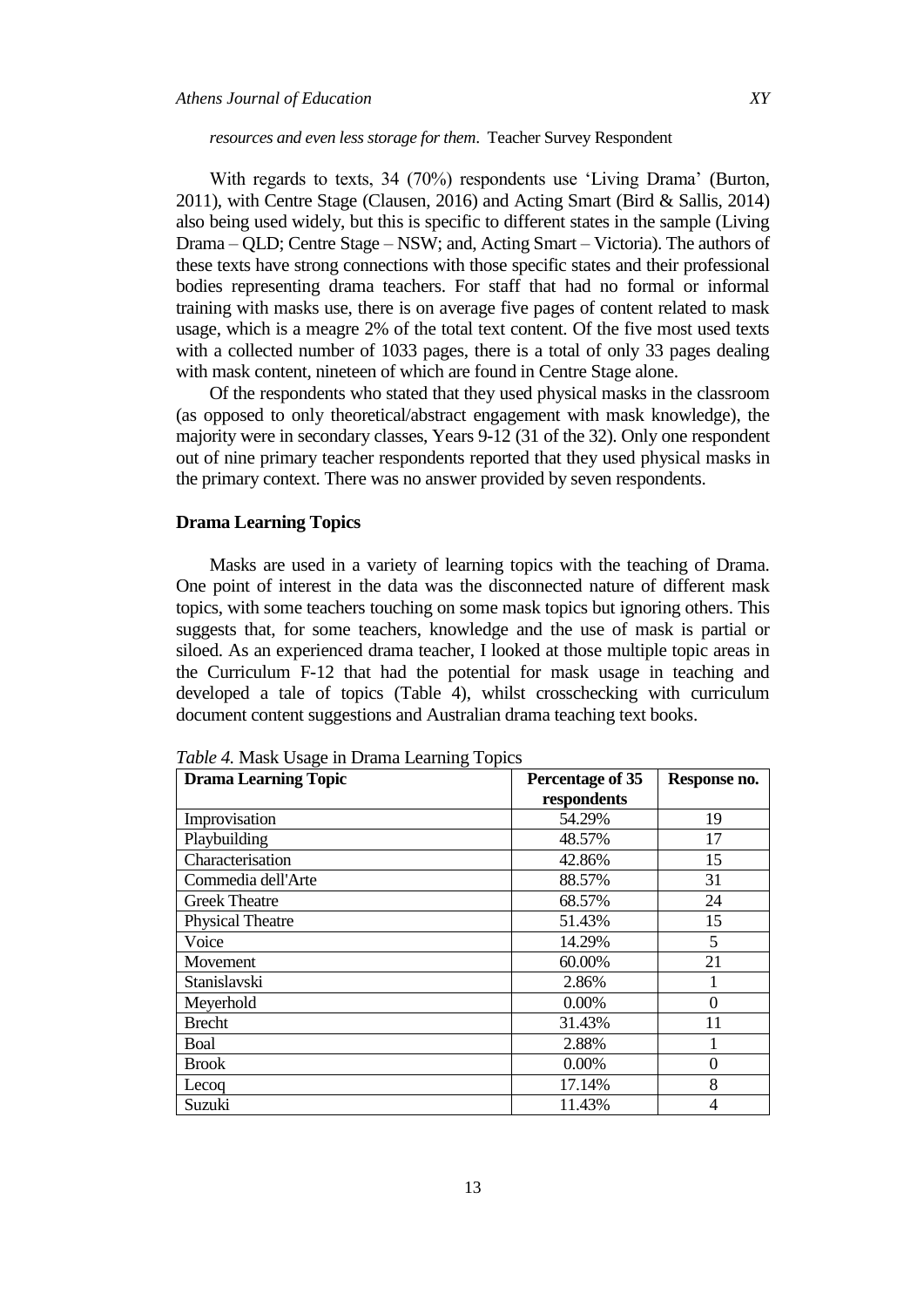*resources and even less storage for them*. Teacher Survey Respondent

With regards to texts, 34 (70%) respondents use 'Living Drama' (Burton, 2011), with Centre Stage (Clausen, 2016) and Acting Smart (Bird & Sallis, 2014) also being used widely, but this is specific to different states in the sample (Living Drama – QLD; Centre Stage – NSW; and, Acting Smart – Victoria). The authors of these texts have strong connections with those specific states and their professional bodies representing drama teachers. For staff that had no formal or informal training with masks use, there is on average five pages of content related to mask usage, which is a meagre 2% of the total text content. Of the five most used texts with a collected number of 1033 pages, there is a total of only 33 pages dealing with mask content, nineteen of which are found in Centre Stage alone.

Of the respondents who stated that they used physical masks in the classroom (as opposed to only theoretical/abstract engagement with mask knowledge), the majority were in secondary classes, Years 9-12 (31 of the 32). Only one respondent out of nine primary teacher respondents reported that they used physical masks in the primary context. There was no answer provided by seven respondents.

### Drama Learning Topics

Masks are used in a variety of learning topics with the teaching of Drama. One point of interest in the data was the disconnected nature of different mask topics, with some teachers touching on some mask topics but ignoring others. This suggests that, for some teachers, knowledge and the use of mask is partial or siloed. As an experienced drama teacher, I looked at those multiple topic areas in the Curriculum F-12 that had the potential for mask usage in teaching and developed a tale of topics (Table 4), whilst crosschecking with curriculum document content suggestions and Australian drama teaching text books.

*Table 4.* Mask Usage in Drama Learning Topics

| Drama Learning Topic | Percentage of 35 respondents | Response no. |
|---|---|---|
| Improvisation | 54.29% | 19 |
| Playbuilding | 48.57% | 17 |
| Characterisation | 42.86% | 15 |
| Commedia dell'Arte | 88.57% | 31 |
| Greek Theatre | 68.57% | 24 |
| Physical Theatre | 51.43% | 15 |
| Voice | 14.29% | 5 |
| Movement | 60.00% | 21 |
| Stanislavski | 2.86% | 1 |
| Meyerhold | 0.00% | 0 |
| Brecht | 31.43% | 11 |
| Boal | 2.88% | 1 |
| Brook | 0.00% | 0 |
| Lecoq | 17.14% | 8 |
| Suzuki | 11.43% | 4 |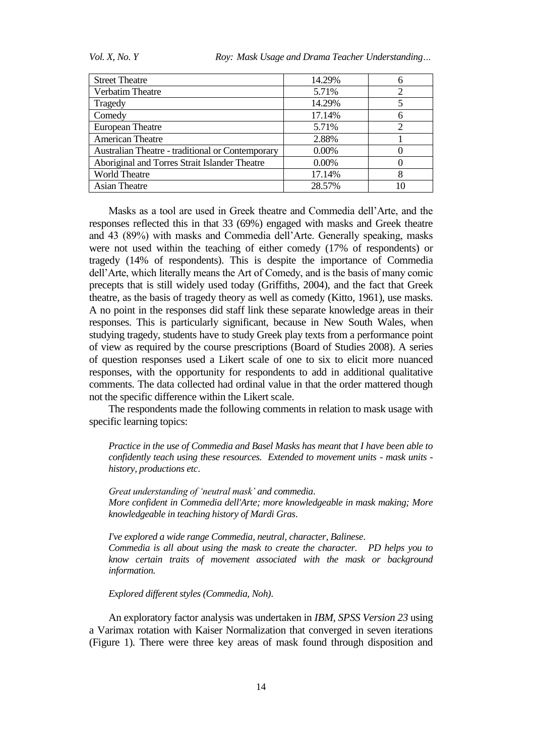| Street Theatre | 14.29% | 6 |
|---|---|---|
| Verbatim Theatre | 5.71% | 2 |
| Tragedy | 14.29% | 5 |
| Comedy | 17.14% | 6 |
| European Theatre | 5.71% | 2 |
| American Theatre | 2.88% | 1 |
| Australian Theatre - traditional or Contemporary | 0.00% | 0 |
| Aboriginal and Torres Strait Islander Theatre | 0.00% | 0 |
| World Theatre | 17.14% | 8 |
| Asian Theatre | 28.57% | 10 |

Masks as a tool are used in Greek theatre and Commedia dell'Arte, and the responses reflected this in that 33 (69%) engaged with masks and Greek theatre and 43 (89%) with masks and Commedia dell'Arte. Generally speaking, masks were not used within the teaching of either comedy (17% of respondents) or tragedy (14% of respondents). This is despite the importance of Commedia dell'Arte, which literally means the Art of Comedy, and is the basis of many comic precepts that is still widely used today (Griffiths, 2004), and the fact that Greek theatre, as the basis of tragedy theory as well as comedy (Kitto, 1961), use masks. A no point in the responses did staff link these separate knowledge areas in their responses. This is particularly significant, because in New South Wales, when studying tragedy, students have to study Greek play texts from a performance point of view as required by the course prescriptions (Board of Studies 2008). A series of question responses used a Likert scale of one to six to elicit more nuanced responses, with the opportunity for respondents to add in additional qualitative comments. The data collected had ordinal value in that the order mattered though not the specific difference within the Likert scale.

The respondents made the following comments in relation to mask usage with specific learning topics:

*Practice in the use of Commedia and Basel Masks has meant that I have been able to confidently teach using these resources. Extended to movement units - mask units - history, productions etc.*

*Great understanding of 'neutral mask' and commedia.*
*More confident in Commedia dell'Arte; more knowledgeable in mask making; More knowledgeable in teaching history of Mardi Gras.*

*I've explored a wide range Commedia, neutral, character, Balinese.*
*Commedia is all about using the mask to create the character. PD helps you to know certain traits of movement associated with the mask or background information.*

*Explored different styles (Commedia, Noh).*

An exploratory factor analysis was undertaken in *IBM, SPSS Version 23* using a Varimax rotation with Kaiser Normalization that converged in seven iterations (Figure 1). There were three key areas of mask found through disposition and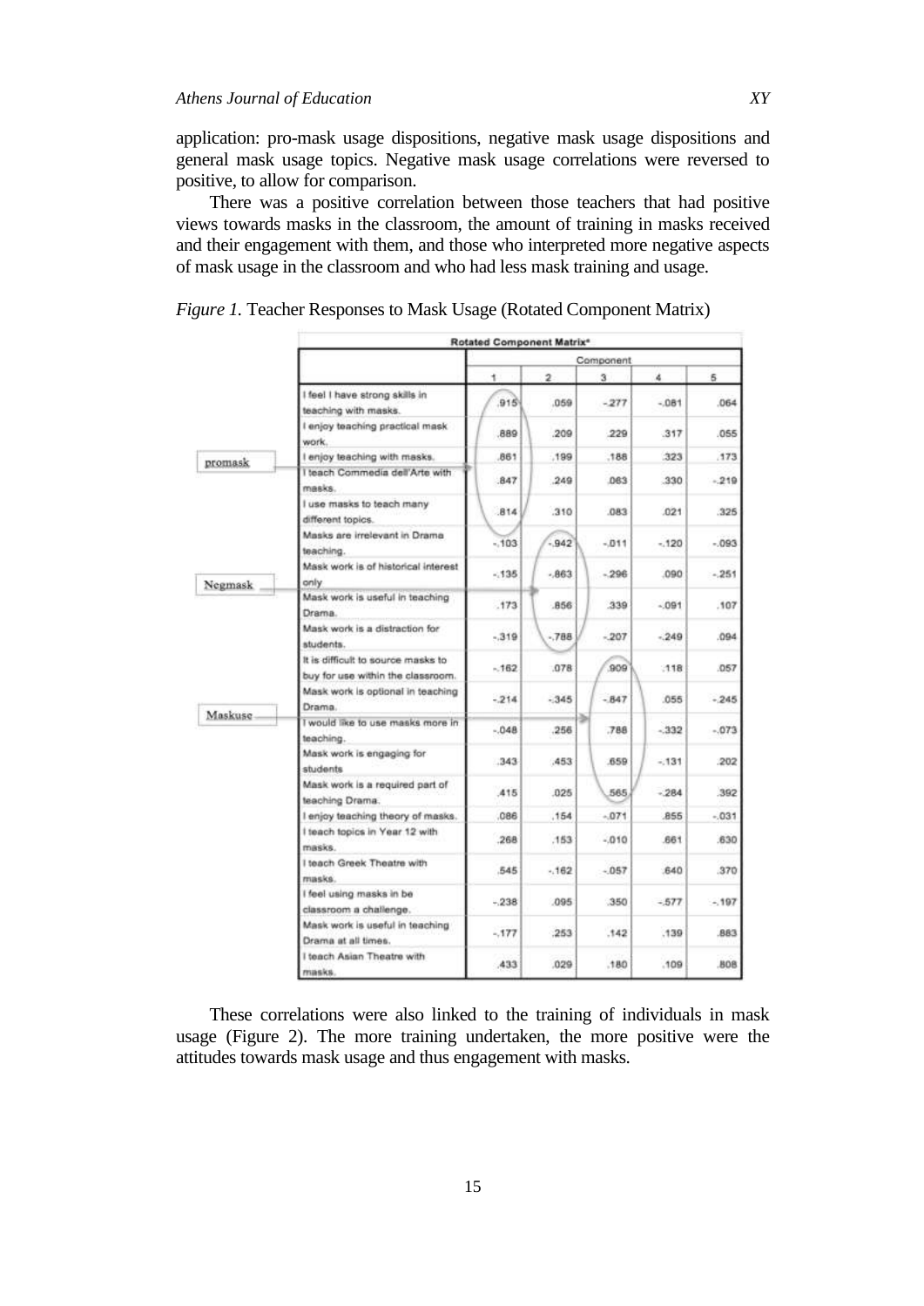application: pro-mask usage dispositions, negative mask usage dispositions and general mask usage topics. Negative mask usage correlations were reversed to positive, to allow for comparison.

There was a positive correlation between those teachers that had positive views towards masks in the classroom, the amount of training in masks received and their engagement with them, and those who interpreted more negative aspects of mask usage in the classroom and who had less mask training and usage.

*Figure 1.* Teacher Responses to Mask Usage (Rotated Component Matrix)

**Rotated Component Matrix**[a]

| | Component | | | | |
|---|---|---|---|---|---|
| | 1 | 2 | 3 | 4 | 5 |
| I feel I have strong skills in teaching with masks. | .915 | .059 | -.277 | -.081 | .064 |
| I enjoy teaching practical mask work. | .889 | .209 | .229 | .317 | .055 |
| I enjoy teaching with masks. | .861 | .199 | .188 | .323 | .173 |
| I teach Commedia dell'Arte with masks. | .847 | .249 | .063 | .330 | -.219 |
| I use masks to teach many different topics. | .814 | .310 | .083 | .021 | .325 |
| Masks are irrelevant in Drama teaching. | -.103 | -.942 | -.011 | -.120 | -.093 |
| Mask work is of historical interest only | -.135 | -.863 | -.296 | .090 | -.251 |
| Mask work is useful in teaching Drama. | .173 | .856 | .339 | -.091 | .107 |
| Mask work is a distraction for students. | -.319 | -.788 | -.207 | -.249 | .094 |
| It is difficult to source masks to buy for use within the classroom. | -.162 | .078 | .909 | .118 | .057 |
| Mask work is optional in teaching Drama. | -.214 | -.345 | -.847 | .055 | -.245 |
| I would like to use masks more in teaching. | -.048 | .256 | .788 | -.332 | -.073 |
| Mask work is engaging for students | .343 | .453 | .659 | -.131 | .202 |
| Mask work is a required part of teaching Drama. | .415 | .025 | .565 | -.284 | .392 |
| I enjoy teaching theory of masks. | .086 | .154 | -.071 | .855 | -.031 |
| I teach topics in Year 12 with masks. | .268 | .153 | -.010 | .661 | .630 |
| I teach Greek Theatre with masks. | .545 | -.162 | -.057 | .640 | .370 |
| I feel using masks in be classroom a challenge. | -.238 | .095 | .350 | -.577 | -.197 |
| Mask work is useful in teaching Drama at all times. | -.177 | .253 | .142 | .139 | .883 |
| I teach Asian Theatre with masks. | .433 | .029 | .180 | .109 | .808 |

Labels: promask (Component 1), Negmask (Component 2), Maskuse (Component 3)

These correlations were also linked to the training of individuals in mask usage (Figure 2). The more training undertaken, the more positive were the attitudes towards mask usage and thus engagement with masks.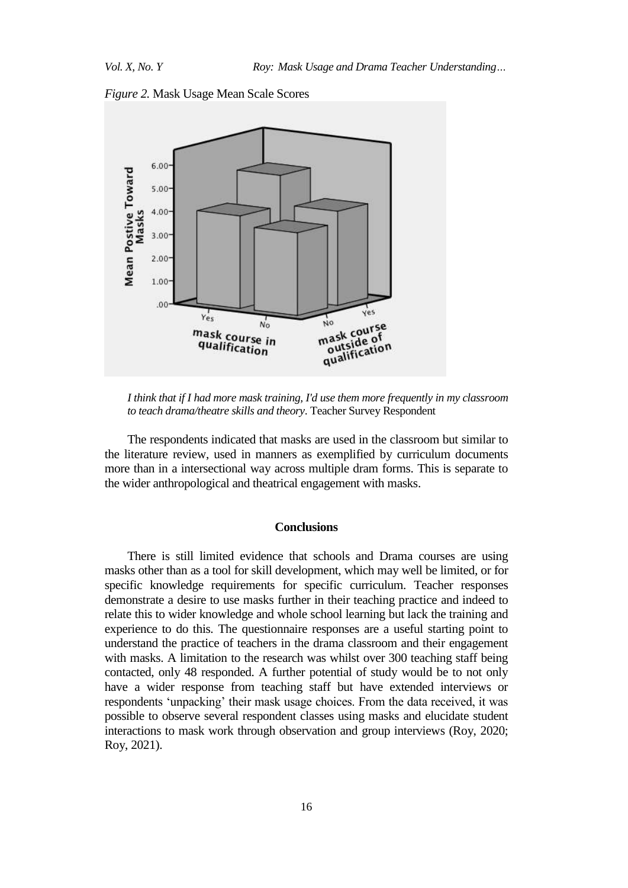*Figure 2.* Mask Usage Mean Scale Scores

*I think that if I had more mask training, I'd use them more frequently in my classroom to teach drama/theatre skills and theory*. Teacher Survey Respondent

The respondents indicated that masks are used in the classroom but similar to the literature review, used in manners as exemplified by curriculum documents more than in a intersectional way across multiple dram forms. This is separate to the wider anthropological and theatrical engagement with masks.

## Conclusions

There is still limited evidence that schools and Drama courses are using masks other than as a tool for skill development, which may well be limited, or for specific knowledge requirements for specific curriculum. Teacher responses demonstrate a desire to use masks further in their teaching practice and indeed to relate this to wider knowledge and whole school learning but lack the training and experience to do this. The questionnaire responses are a useful starting point to understand the practice of teachers in the drama classroom and their engagement with masks. A limitation to the research was whilst over 300 teaching staff being contacted, only 48 responded. A further potential of study would be to not only have a wider response from teaching staff but have extended interviews or respondents 'unpacking' their mask usage choices. From the data received, it was possible to observe several respondent classes using masks and elucidate student interactions to mask work through observation and group interviews (Roy, 2020; Roy, 2021).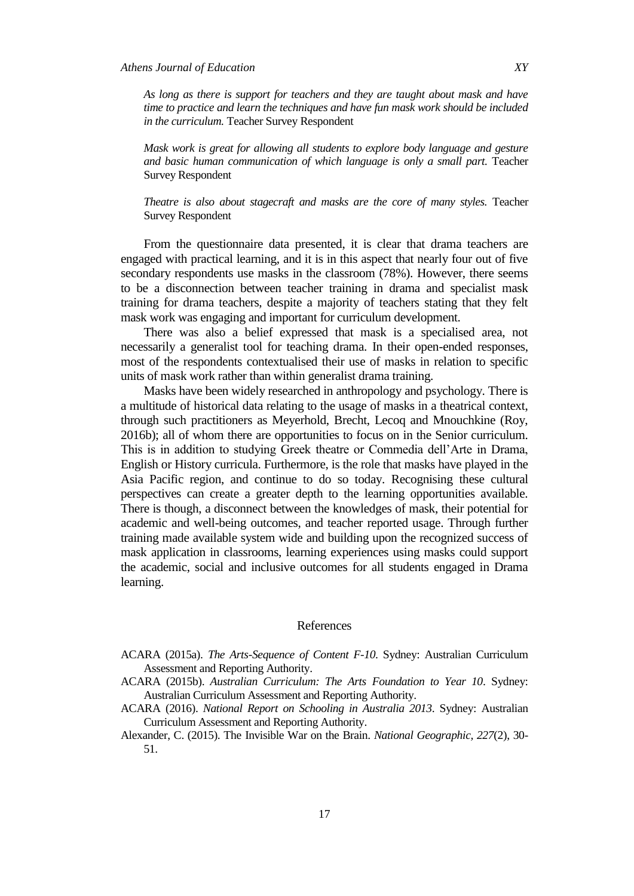*As long as there is support for teachers and they are taught about mask and have time to practice and learn the techniques and have fun mask work should be included in the curriculum.* Teacher Survey Respondent

*Mask work is great for allowing all students to explore body language and gesture and basic human communication of which language is only a small part.* Teacher Survey Respondent

*Theatre is also about stagecraft and masks are the core of many styles.* Teacher Survey Respondent

From the questionnaire data presented, it is clear that drama teachers are engaged with practical learning, and it is in this aspect that nearly four out of five secondary respondents use masks in the classroom (78%). However, there seems to be a disconnection between teacher training in drama and specialist mask training for drama teachers, despite a majority of teachers stating that they felt mask work was engaging and important for curriculum development.

There was also a belief expressed that mask is a specialised area, not necessarily a generalist tool for teaching drama. In their open-ended responses, most of the respondents contextualised their use of masks in relation to specific units of mask work rather than within generalist drama training.

Masks have been widely researched in anthropology and psychology. There is a multitude of historical data relating to the usage of masks in a theatrical context, through such practitioners as Meyerhold, Brecht, Lecoq and Mnouchkine (Roy, 2016b); all of whom there are opportunities to focus on in the Senior curriculum. This is in addition to studying Greek theatre or Commedia dell'Arte in Drama, English or History curricula. Furthermore, is the role that masks have played in the Asia Pacific region, and continue to do so today. Recognising these cultural perspectives can create a greater depth to the learning opportunities available. There is though, a disconnect between the knowledges of mask, their potential for academic and well-being outcomes, and teacher reported usage. Through further training made available system wide and building upon the recognized success of mask application in classrooms, learning experiences using masks could support the academic, social and inclusive outcomes for all students engaged in Drama learning.

## References

ACARA (2015a). *The Arts-Sequence of Content F-10*. Sydney: Australian Curriculum Assessment and Reporting Authority.

ACARA (2015b). *Australian Curriculum: The Arts Foundation to Year 10*. Sydney: Australian Curriculum Assessment and Reporting Authority.

ACARA (2016). *National Report on Schooling in Australia 2013*. Sydney: Australian Curriculum Assessment and Reporting Authority.

Alexander, C. (2015). The Invisible War on the Brain. *National Geographic, 227*(2), 30-51.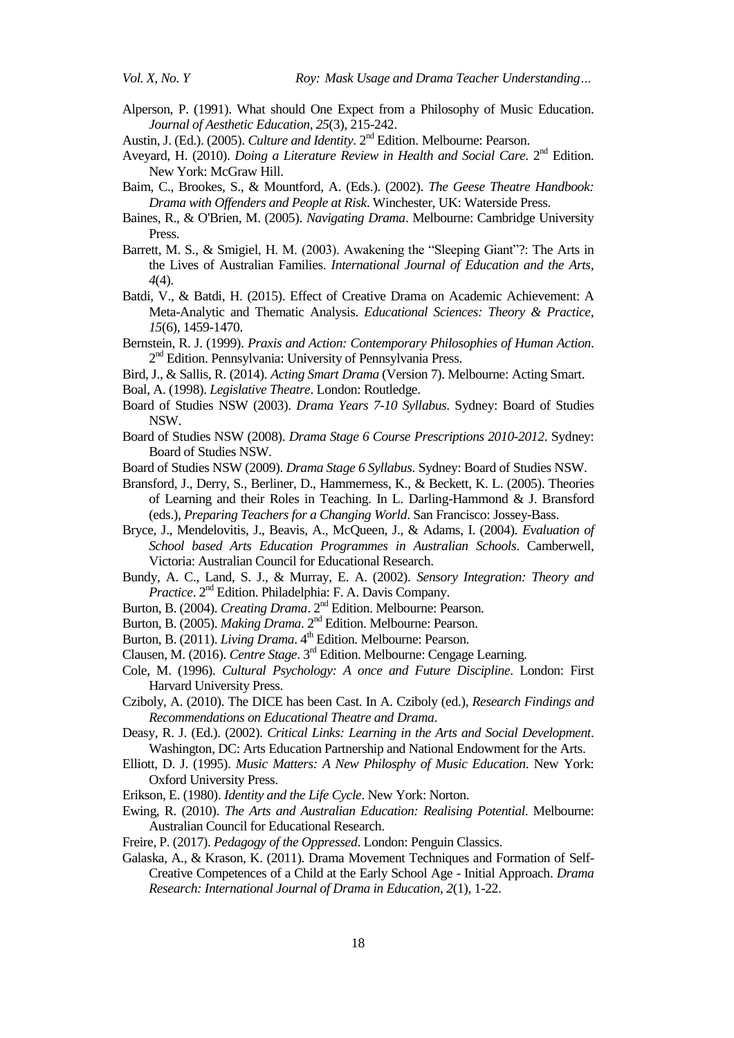Alperson, P. (1991). What should One Expect from a Philosophy of Music Education. *Journal of Aesthetic Education, 25*(3), 215-242.

Austin, J. (Ed.). (2005). *Culture and Identity*. 2nd Edition. Melbourne: Pearson.

Aveyard, H. (2010). *Doing a Literature Review in Health and Social Care*. 2nd Edition. New York: McGraw Hill.

Baim, C., Brookes, S., & Mountford, A. (Eds.). (2002). *The Geese Theatre Handbook: Drama with Offenders and People at Risk*. Winchester, UK: Waterside Press.

Baines, R., & O'Brien, M. (2005). *Navigating Drama*. Melbourne: Cambridge University Press.

Barrett, M. S., & Smigiel, H. M. (2003). Awakening the "Sleeping Giant"?: The Arts in the Lives of Australian Families. *International Journal of Education and the Arts, 4*(4).

Batdi, V., & Batdi, H. (2015). Effect of Creative Drama on Academic Achievement: A Meta-Analytic and Thematic Analysis. *Educational Sciences: Theory & Practice, 15*(6), 1459-1470.

Bernstein, R. J. (1999). *Praxis and Action: Contemporary Philosophies of Human Action*. 2nd Edition. Pennsylvania: University of Pennsylvania Press.

Bird, J., & Sallis, R. (2014). *Acting Smart Drama* (Version 7). Melbourne: Acting Smart.

Boal, A. (1998). *Legislative Theatre*. London: Routledge.

Board of Studies NSW (2003). *Drama Years 7-10 Syllabus*. Sydney: Board of Studies NSW.

Board of Studies NSW (2008). *Drama Stage 6 Course Prescriptions 2010-2012*. Sydney: Board of Studies NSW.

Board of Studies NSW (2009). *Drama Stage 6 Syllabus*. Sydney: Board of Studies NSW.

Bransford, J., Derry, S., Berliner, D., Hammerness, K., & Beckett, K. L. (2005). Theories of Learning and their Roles in Teaching. In L. Darling-Hammond & J. Bransford (eds.), *Preparing Teachers for a Changing World*. San Francisco: Jossey-Bass.

Bryce, J., Mendelovitis, J., Beavis, A., McQueen, J., & Adams, I. (2004). *Evaluation of School based Arts Education Programmes in Australian Schools*. Camberwell, Victoria: Australian Council for Educational Research.

Bundy, A. C., Land, S. J., & Murray, E. A. (2002). *Sensory Integration: Theory and Practice*. 2nd Edition. Philadelphia: F. A. Davis Company.

Burton, B. (2004). *Creating Drama*. 2nd Edition. Melbourne: Pearson.

Burton, B. (2005). *Making Drama*. 2nd Edition. Melbourne: Pearson.

Burton, B. (2011). *Living Drama*. 4th Edition. Melbourne: Pearson.

Clausen, M. (2016). *Centre Stage*. 3rd Edition. Melbourne: Cengage Learning.

Cole, M. (1996). *Cultural Psychology: A once and Future Discipline*. London: First Harvard University Press.

Cziboly, A. (2010). The DICE has been Cast. In A. Cziboly (ed.), *Research Findings and Recommendations on Educational Theatre and Drama*.

Deasy, R. J. (Ed.). (2002). *Critical Links: Learning in the Arts and Social Development*. Washington, DC: Arts Education Partnership and National Endowment for the Arts.

Elliott, D. J. (1995). *Music Matters: A New Philosphy of Music Education*. New York: Oxford University Press.

Erikson, E. (1980). *Identity and the Life Cycle*. New York: Norton.

Ewing, R. (2010). *The Arts and Australian Education: Realising Potential*. Melbourne: Australian Council for Educational Research.

Freire, P. (2017). *Pedagogy of the Oppressed*. London: Penguin Classics.

Galaska, A., & Krason, K. (2011). Drama Movement Techniques and Formation of Self-Creative Competences of a Child at the Early School Age - Initial Approach. *Drama Research: International Journal of Drama in Education, 2*(1), 1-22.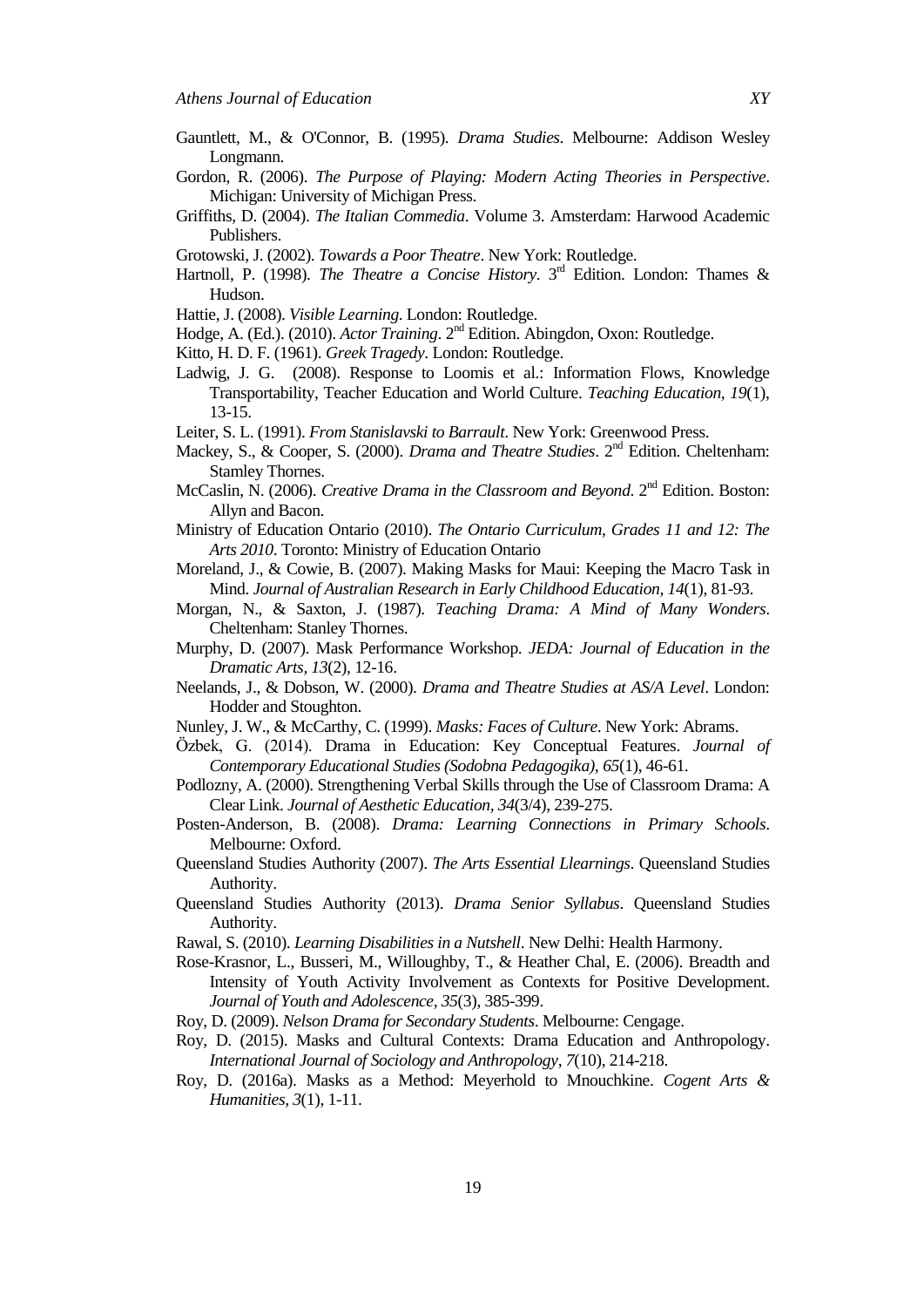Gauntlett, M., & O'Connor, B. (1995). *Drama Studies*. Melbourne: Addison Wesley Longmann.

Gordon, R. (2006). *The Purpose of Playing: Modern Acting Theories in Perspective*. Michigan: University of Michigan Press.

Griffiths, D. (2004). *The Italian Commedia*. Volume 3. Amsterdam: Harwood Academic Publishers.

Grotowski, J. (2002). *Towards a Poor Theatre*. New York: Routledge.

Hartnoll, P. (1998). *The Theatre a Concise History*. 3rd Edition. London: Thames & Hudson.

Hattie, J. (2008). *Visible Learning*. London: Routledge.

Hodge, A. (Ed.). (2010). *Actor Training*. 2nd Edition. Abingdon, Oxon: Routledge.

Kitto, H. D. F. (1961). *Greek Tragedy*. London: Routledge.

Ladwig, J. G. (2008). Response to Loomis et al.: Information Flows, Knowledge Transportability, Teacher Education and World Culture. *Teaching Education*, *19*(1), 13-15.

Leiter, S. L. (1991). *From Stanislavski to Barrault*. New York: Greenwood Press.

Mackey, S., & Cooper, S. (2000). *Drama and Theatre Studies*. 2nd Edition. Cheltenham: Stamley Thornes.

McCaslin, N. (2006). *Creative Drama in the Classroom and Beyond*. 2nd Edition. Boston: Allyn and Bacon.

Ministry of Education Ontario (2010). *The Ontario Curriculum, Grades 11 and 12: The Arts 2010*. Toronto: Ministry of Education Ontario

Moreland, J., & Cowie, B. (2007). Making Masks for Maui: Keeping the Macro Task in Mind. *Journal of Australian Research in Early Childhood Education, 14*(1), 81-93.

Morgan, N., & Saxton, J. (1987). *Teaching Drama: A Mind of Many Wonders*. Cheltenham: Stanley Thornes.

Murphy, D. (2007). Mask Performance Workshop. *JEDA: Journal of Education in the Dramatic Arts, 13*(2), 12-16.

Neelands, J., & Dobson, W. (2000). *Drama and Theatre Studies at AS/A Level*. London: Hodder and Stoughton.

Nunley, J. W., & McCarthy, C. (1999). *Masks: Faces of Culture*. New York: Abrams.

Özbek, G. (2014). Drama in Education: Key Conceptual Features. *Journal of Contemporary Educational Studies (Sodobna Pedagogika), 65*(1), 46-61.

Podlozny, A. (2000). Strengthening Verbal Skills through the Use of Classroom Drama: A Clear Link. *Journal of Aesthetic Education, 34*(3/4), 239-275.

Posten-Anderson, B. (2008). *Drama: Learning Connections in Primary Schools*. Melbourne: Oxford.

Queensland Studies Authority (2007). *The Arts Essential Llearnings*. Queensland Studies Authority.

Queensland Studies Authority (2013). *Drama Senior Syllabus*. Queensland Studies Authority.

Rawal, S. (2010). *Learning Disabilities in a Nutshell*. New Delhi: Health Harmony.

Rose-Krasnor, L., Busseri, M., Willoughby, T., & Heather Chal, E. (2006). Breadth and Intensity of Youth Activity Involvement as Contexts for Positive Development. *Journal of Youth and Adolescence, 35*(3), 385-399.

Roy, D. (2009). *Nelson Drama for Secondary Students*. Melbourne: Cengage.

Roy, D. (2015). Masks and Cultural Contexts: Drama Education and Anthropology. *International Journal of Sociology and Anthropology, 7*(10), 214-218.

Roy, D. (2016a). Masks as a Method: Meyerhold to Mnouchkine. *Cogent Arts & Humanities, 3*(1), 1-11.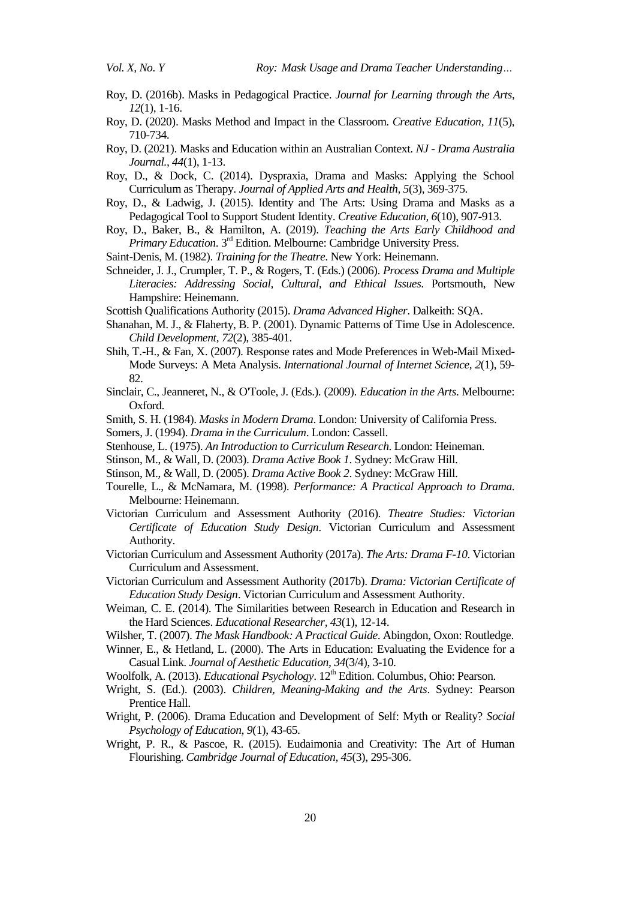Roy, D. (2016b). Masks in Pedagogical Practice. *Journal for Learning through the Arts, 12*(1), 1-16.

Roy, D. (2020). Masks Method and Impact in the Classroom. *Creative Education, 11*(5), 710-734.

Roy, D. (2021). Masks and Education within an Australian Context. *NJ - Drama Australia Journal., 44*(1), 1-13.

Roy, D., & Dock, C. (2014). Dyspraxia, Drama and Masks: Applying the School Curriculum as Therapy. *Journal of Applied Arts and Health, 5*(3), 369-375.

Roy, D., & Ladwig, J. (2015). Identity and The Arts: Using Drama and Masks as a Pedagogical Tool to Support Student Identity. *Creative Education, 6*(10), 907-913.

Roy, D., Baker, B., & Hamilton, A. (2019). *Teaching the Arts Early Childhood and Primary Education*. 3rd Edition. Melbourne: Cambridge University Press.

Saint-Denis, M. (1982). *Training for the Theatre*. New York: Heinemann.

Schneider, J. J., Crumpler, T. P., & Rogers, T. (Eds.) (2006). *Process Drama and Multiple Literacies: Addressing Social, Cultural, and Ethical Issues*. Portsmouth, New Hampshire: Heinemann.

Scottish Qualifications Authority (2015). *Drama Advanced Higher*. Dalkeith: SQA.

Shanahan, M. J., & Flaherty, B. P. (2001). Dynamic Patterns of Time Use in Adolescence. *Child Development, 72*(2), 385-401.

Shih, T.-H., & Fan, X. (2007). Response rates and Mode Preferences in Web-Mail Mixed-Mode Surveys: A Meta Analysis. *International Journal of Internet Science, 2*(1), 59-82.

Sinclair, C., Jeanneret, N., & O'Toole, J. (Eds.). (2009). *Education in the Arts*. Melbourne: Oxford.

Smith, S. H. (1984). *Masks in Modern Drama*. London: University of California Press.

Somers, J. (1994). *Drama in the Curriculum*. London: Cassell.

Stenhouse, L. (1975). *An Introduction to Curriculum Research*. London: Heineman.

Stinson, M., & Wall, D. (2003). *Drama Active Book 1*. Sydney: McGraw Hill.

Stinson, M., & Wall, D. (2005). *Drama Active Book 2*. Sydney: McGraw Hill.

Tourelle, L., & McNamara, M. (1998). *Performance: A Practical Approach to Drama*. Melbourne: Heinemann.

Victorian Curriculum and Assessment Authority (2016). *Theatre Studies: Victorian Certificate of Education Study Design*. Victorian Curriculum and Assessment Authority.

Victorian Curriculum and Assessment Authority (2017a). *The Arts: Drama F-10*. Victorian Curriculum and Assessment.

Victorian Curriculum and Assessment Authority (2017b). *Drama: Victorian Certificate of Education Study Design*. Victorian Curriculum and Assessment Authority.

Weiman, C. E. (2014). The Similarities between Research in Education and Research in the Hard Sciences. *Educational Researcher, 43*(1), 12-14.

Wilsher, T. (2007). *The Mask Handbook: A Practical Guide*. Abingdon, Oxon: Routledge.

Winner, E., & Hetland, L. (2000). The Arts in Education: Evaluating the Evidence for a Casual Link. *Journal of Aesthetic Education, 34*(3/4), 3-10.

Woolfolk, A. (2013). *Educational Psychology*. 12th Edition. Columbus, Ohio: Pearson.

Wright, S. (Ed.). (2003). *Children, Meaning-Making and the Arts*. Sydney: Pearson Prentice Hall.

Wright, P. (2006). Drama Education and Development of Self: Myth or Reality? *Social Psychology of Education, 9*(1), 43-65.

Wright, P. R., & Pascoe, R. (2015). Eudaimonia and Creativity: The Art of Human Flourishing. *Cambridge Journal of Education, 45*(3), 295-306.